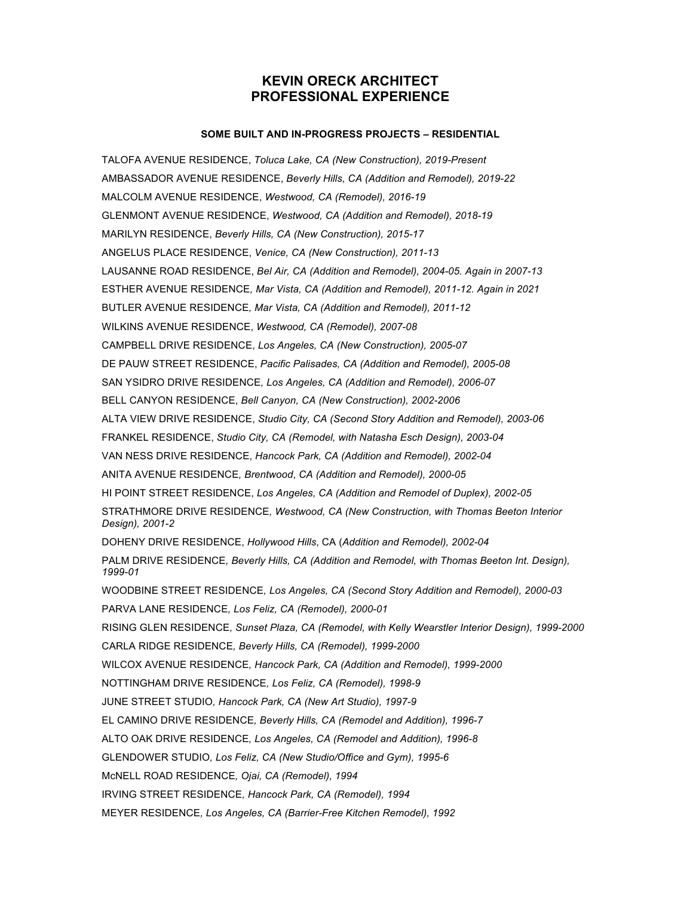# KEVIN ORECK ARCHITECT
# PROFESSIONAL EXPERIENCE

### SOME BUILT AND IN-PROGRESS PROJECTS – RESIDENTIAL

TALOFA AVENUE RESIDENCE, *Toluca Lake, CA (New Construction), 2019-Present*

AMBASSADOR AVENUE RESIDENCE, *Beverly Hills, CA (Addition and Remodel), 2019-22*

MALCOLM AVENUE RESIDENCE, *Westwood, CA (Remodel), 2016-19*

GLENMONT AVENUE RESIDENCE, *Westwood, CA (Addition and Remodel), 2018-19*

MARILYN RESIDENCE, *Beverly Hills, CA (New Construction), 2015-17*

ANGELUS PLACE RESIDENCE, *Venice, CA (New Construction), 2011-13*

LAUSANNE ROAD RESIDENCE, *Bel Air, CA (Addition and Remodel), 2004-05. Again in 2007-13*

ESTHER AVENUE RESIDENCE*, Mar Vista, CA (Addition and Remodel), 2011-12. Again in 2021*

BUTLER AVENUE RESIDENCE*, Mar Vista, CA (Addition and Remodel), 2011-12*

WILKINS AVENUE RESIDENCE, *Westwood, CA (Remodel), 2007-08*

CAMPBELL DRIVE RESIDENCE, *Los Angeles, CA (New Construction), 2005-07*

DE PAUW STREET RESIDENCE, *Pacific Palisades, CA (Addition and Remodel), 2005-08*

SAN YSIDRO DRIVE RESIDENCE*, Los Angeles, CA (Addition and Remodel), 2006-07*

BELL CANYON RESIDENCE, *Bell Canyon, CA (New Construction), 2002-2006*

ALTA VIEW DRIVE RESIDENCE, *Studio City, CA (Second Story Addition and Remodel), 2003-06*

FRANKEL RESIDENCE, *Studio City, CA (Remodel, with Natasha Esch Design), 2003-04*

VAN NESS DRIVE RESIDENCE, *Hancock Park, CA (Addition and Remodel), 2002-04*

ANITA AVENUE RESIDENCE*, Brentwood*, *CA (Addition and Remodel), 2000-05*

HI POINT STREET RESIDENCE, *Los Angeles, CA (Addition and Remodel of Duplex), 2002-05*

STRATHMORE DRIVE RESIDENCE*, Westwood, CA (New Construction, with Thomas Beeton Interior Design), 2001-2*

DOHENY DRIVE RESIDENCE, *Hollywood Hills*, CA (*Addition and Remodel), 2002-04*

PALM DRIVE RESIDENCE*, Beverly Hills, CA (Addition and Remodel, with Thomas Beeton Int. Design), 1999-01*

WOODBINE STREET RESIDENCE*, Los Angeles, CA (Second Story Addition and Remodel), 2000-03*

PARVA LANE RESIDENCE*, Los Feliz, CA (Remodel), 2000-01*

RISING GLEN RESIDENCE*, Sunset Plaza, CA (Remodel, with Kelly Wearstler Interior Design), 1999-2000*

CARLA RIDGE RESIDENCE*, Beverly Hills, CA (Remodel), 1999-2000*

WILCOX AVENUE RESIDENCE*, Hancock Park, CA (Addition and Remodel), 1999-2000*

NOTTINGHAM DRIVE RESIDENCE*, Los Feliz, CA (Remodel), 1998-9*

JUNE STREET STUDIO*, Hancock Park, CA (New Art Studio), 1997-9*

EL CAMINO DRIVE RESIDENCE*, Beverly Hills, CA (Remodel and Addition), 1996-7*

ALTO OAK DRIVE RESIDENCE*, Los Angeles, CA (Remodel and Addition), 1996-8*

GLENDOWER STUDIO*, Los Feliz, CA (New Studio/Office and Gym), 1995-6*

McNELL ROAD RESIDENCE*, Ojai, CA (Remodel), 1994*

IRVING STREET RESIDENCE*, Hancock Park, CA (Remodel), 1994*

MEYER RESIDENCE*, Los Angeles, CA (Barrier-Free Kitchen Remodel), 1992*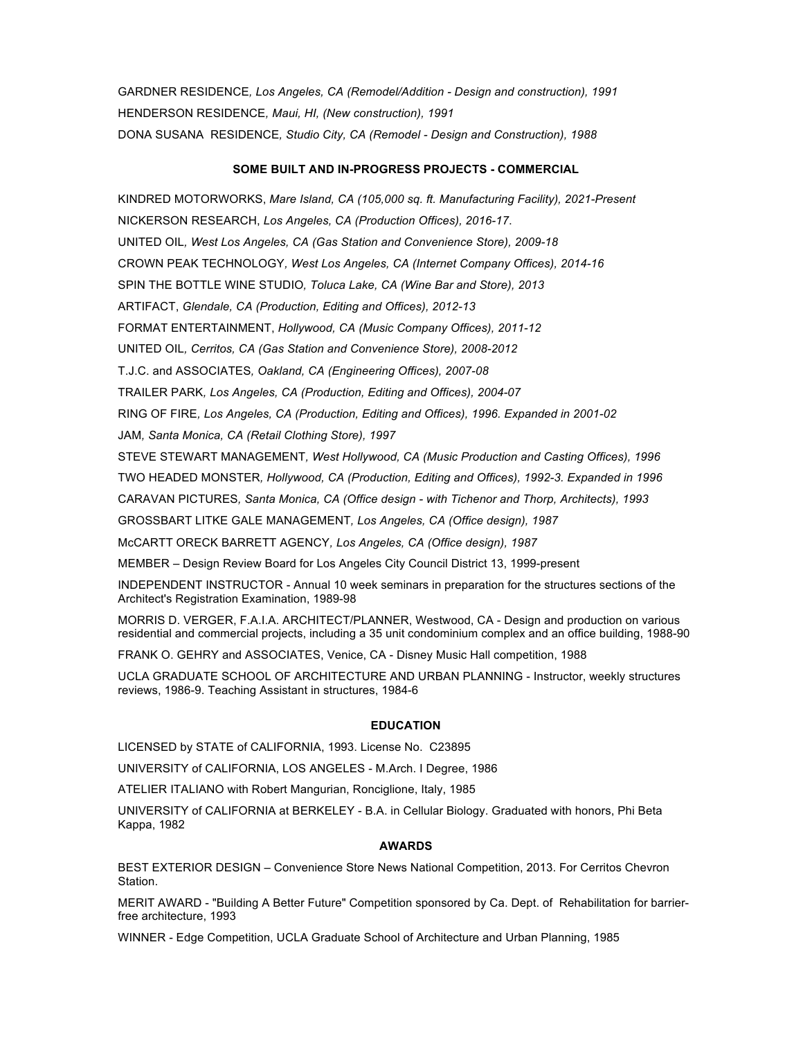GARDNER RESIDENCE*, Los Angeles, CA (Remodel/Addition - Design and construction), 1991*

HENDERSON RESIDENCE*, Maui, HI, (New construction), 1991*

DONA SUSANA RESIDENCE*, Studio City, CA (Remodel - Design and Construction), 1988*

### SOME BUILT AND IN-PROGRESS PROJECTS - COMMERCIAL

KINDRED MOTORWORKS, *Mare Island, CA (105,000 sq. ft. Manufacturing Facility), 2021-Present*

NICKERSON RESEARCH, *Los Angeles, CA (Production Offices), 2016-17*.

UNITED OIL*, West Los Angeles, CA (Gas Station and Convenience Store), 2009-18*

CROWN PEAK TECHNOLOGY*, West Los Angeles, CA (Internet Company Offices), 2014-16*

SPIN THE BOTTLE WINE STUDIO*, Toluca Lake, CA (Wine Bar and Store), 2013*

ARTIFACT, *Glendale, CA (Production, Editing and Offices), 2012-13*

FORMAT ENTERTAINMENT, *Hollywood, CA (Music Company Offices), 2011-12*

UNITED OIL*, Cerritos, CA (Gas Station and Convenience Store), 2008-2012*

T.J.C. and ASSOCIATES*, Oakland, CA (Engineering Offices), 2007-08*

TRAILER PARK*, Los Angeles, CA (Production, Editing and Offices), 2004-07*

RING OF FIRE*, Los Angeles, CA (Production, Editing and Offices), 1996. Expanded in 2001-02*

JAM*, Santa Monica, CA (Retail Clothing Store), 1997*

STEVE STEWART MANAGEMENT*, West Hollywood, CA (Music Production and Casting Offices), 1996*

TWO HEADED MONSTER*, Hollywood, CA (Production, Editing and Offices), 1992-3. Expanded in 1996*

CARAVAN PICTURES*, Santa Monica, CA (Office design - with Tichenor and Thorp, Architects), 1993*

GROSSBART LITKE GALE MANAGEMENT*, Los Angeles, CA (Office design), 1987*

McCARTT ORECK BARRETT AGENCY*, Los Angeles, CA (Office design), 1987*

MEMBER – Design Review Board for Los Angeles City Council District 13, 1999-present

INDEPENDENT INSTRUCTOR - Annual 10 week seminars in preparation for the structures sections of the Architect's Registration Examination, 1989-98

MORRIS D. VERGER, F.A.I.A. ARCHITECT/PLANNER, Westwood, CA - Design and production on various residential and commercial projects, including a 35 unit condominium complex and an office building, 1988-90

FRANK O. GEHRY and ASSOCIATES, Venice, CA - Disney Music Hall competition, 1988

UCLA GRADUATE SCHOOL OF ARCHITECTURE AND URBAN PLANNING - Instructor, weekly structures reviews, 1986-9. Teaching Assistant in structures, 1984-6

### EDUCATION

LICENSED by STATE of CALIFORNIA, 1993. License No. C23895

UNIVERSITY of CALIFORNIA, LOS ANGELES - M.Arch. I Degree, 1986

ATELIER ITALIANO with Robert Mangurian, Ronciglione, Italy, 1985

UNIVERSITY of CALIFORNIA at BERKELEY - B.A. in Cellular Biology. Graduated with honors, Phi Beta Kappa, 1982

### AWARDS

BEST EXTERIOR DESIGN – Convenience Store News National Competition, 2013. For Cerritos Chevron Station.

MERIT AWARD - "Building A Better Future" Competition sponsored by Ca. Dept. of Rehabilitation for barrier-free architecture, 1993

WINNER - Edge Competition, UCLA Graduate School of Architecture and Urban Planning, 1985